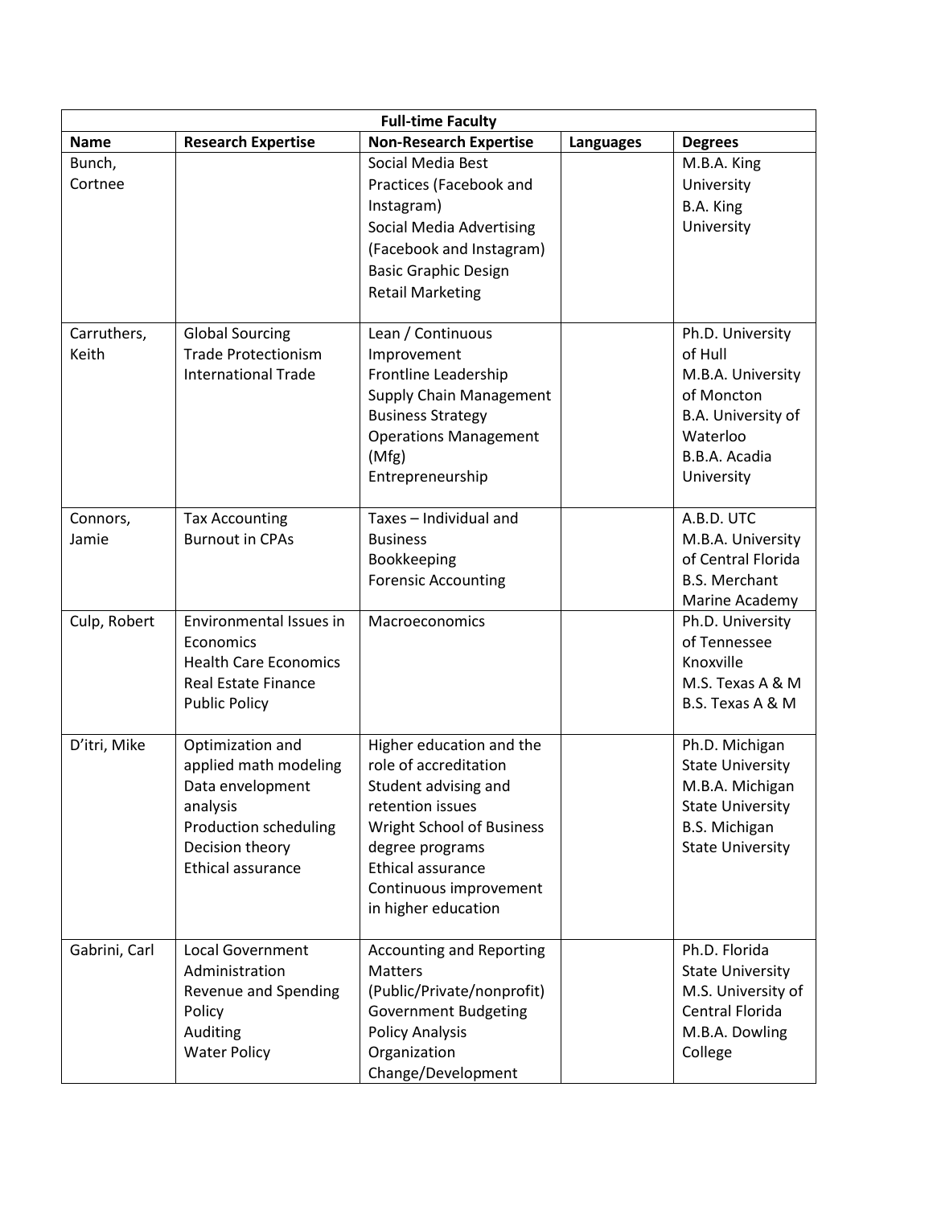| Full-time Faculty | | | | |
|---|---|---|---|---|
| **Name** | **Research Expertise** | **Non-Research Expertise** | **Languages** | **Degrees** |
| Bunch, Cortnee | | Social Media Best Practices (Facebook and Instagram)<br>Social Media Advertising (Facebook and Instagram)<br>Basic Graphic Design<br>Retail Marketing | | M.B.A. King University<br>B.A. King University |
| Carruthers, Keith | Global Sourcing<br>Trade Protectionism<br>International Trade | Lean / Continuous Improvement<br>Frontline Leadership<br>Supply Chain Management<br>Business Strategy<br>Operations Management (Mfg)<br>Entrepreneurship | | Ph.D. University of Hull<br>M.B.A. University of Moncton<br>B.A. University of Waterloo<br>B.B.A. Acadia University |
| Connors, Jamie | Tax Accounting<br>Burnout in CPAs | Taxes – Individual and Business<br>Bookkeeping<br>Forensic Accounting | | A.B.D. UTC<br>M.B.A. University of Central Florida<br>B.S. Merchant Marine Academy |
| Culp, Robert | Environmental Issues in Economics<br>Health Care Economics<br>Real Estate Finance<br>Public Policy | Macroeconomics | | Ph.D. University of Tennessee Knoxville<br>M.S. Texas A & M<br>B.S. Texas A & M |
| D'itri, Mike | Optimization and applied math modeling<br>Data envelopment analysis<br>Production scheduling<br>Decision theory<br>Ethical assurance | Higher education and the role of accreditation<br>Student advising and retention issues<br>Wright School of Business degree programs<br>Ethical assurance<br>Continuous improvement in higher education | | Ph.D. Michigan State University<br>M.B.A. Michigan State University<br>B.S. Michigan State University |
| Gabrini, Carl | Local Government Administration<br>Revenue and Spending Policy<br>Auditing<br>Water Policy | Accounting and Reporting Matters (Public/Private/nonprofit)<br>Government Budgeting<br>Policy Analysis<br>Organization Change/Development | | Ph.D. Florida State University<br>M.S. University of Central Florida<br>M.B.A. Dowling College |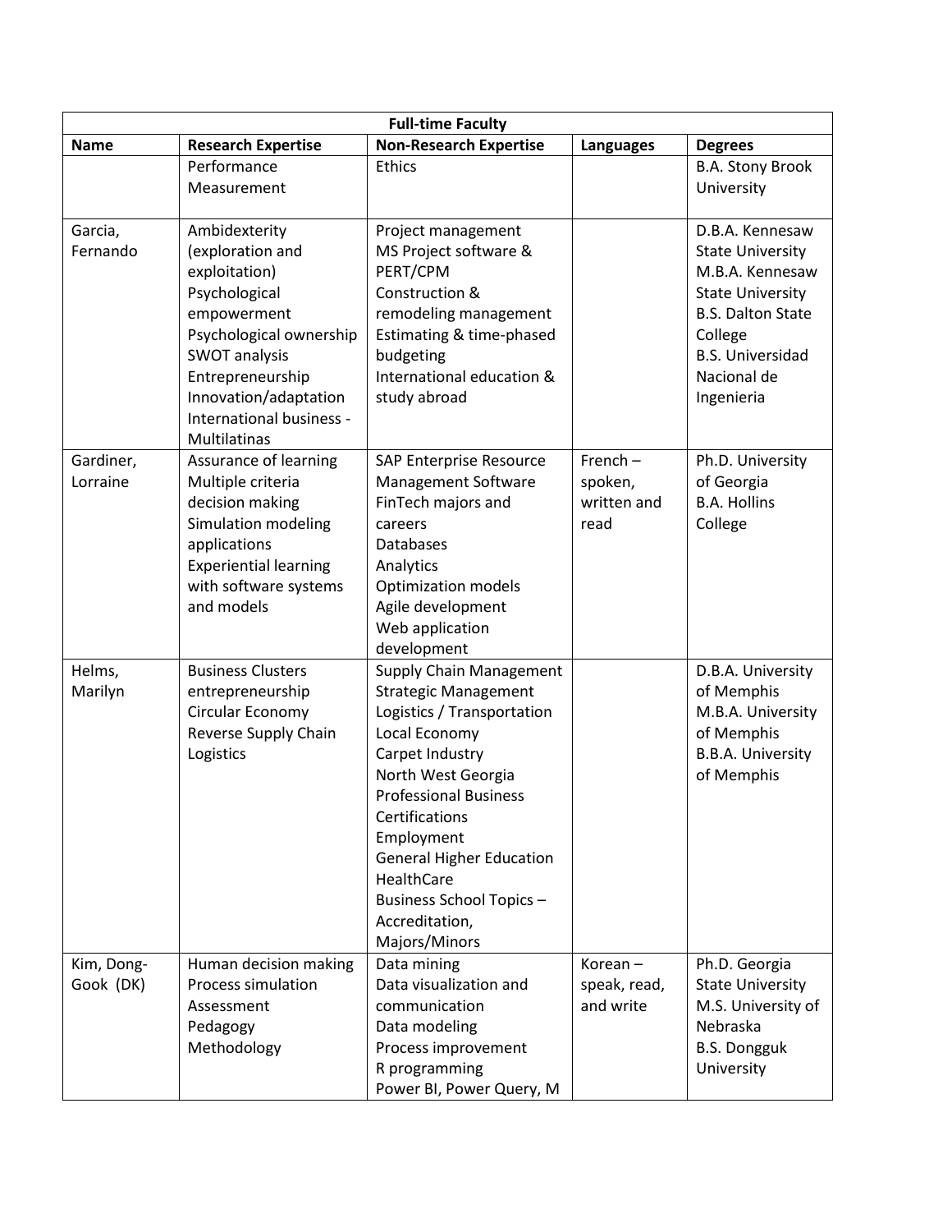| Full-time Faculty | | | | |
|---|---|---|---|---|
| **Name** | **Research Expertise** | **Non-Research Expertise** | **Languages** | **Degrees** |
| | Performance Measurement | Ethics | | B.A. Stony Brook University |
| Garcia, Fernando | Ambidexterity (exploration and exploitation)<br>Psychological empowerment<br>Psychological ownership<br>SWOT analysis<br>Entrepreneurship<br>Innovation/adaptation<br>International business - Multilatinas | Project management<br>MS Project software & PERT/CPM<br>Construction & remodeling management<br>Estimating & time-phased budgeting<br>International education & study abroad | | D.B.A. Kennesaw State University<br>M.B.A. Kennesaw State University<br>B.S. Dalton State College<br>B.S. Universidad Nacional de Ingenieria |
| Gardiner, Lorraine | Assurance of learning<br>Multiple criteria decision making<br>Simulation modeling applications<br>Experiential learning with software systems and models | SAP Enterprise Resource Management Software<br>FinTech majors and careers<br>Databases<br>Analytics<br>Optimization models<br>Agile development<br>Web application development | French – spoken, written and read | Ph.D. University of Georgia<br>B.A. Hollins College |
| Helms, Marilyn | Business Clusters entrepreneurship<br>Circular Economy<br>Reverse Supply Chain<br>Logistics | Supply Chain Management<br>Strategic Management<br>Logistics / Transportation<br>Local Economy<br>Carpet Industry<br>North West Georgia<br>Professional Business Certifications<br>Employment<br>General Higher Education<br>HealthCare<br>Business School Topics – Accreditation, Majors/Minors | | D.B.A. University of Memphis<br>M.B.A. University of Memphis<br>B.B.A. University of Memphis |
| Kim, Dong-Gook (DK) | Human decision making<br>Process simulation<br>Assessment<br>Pedagogy<br>Methodology | Data mining<br>Data visualization and communication<br>Data modeling<br>Process improvement<br>R programming<br>Power BI, Power Query, M | Korean – speak, read, and write | Ph.D. Georgia State University<br>M.S. University of Nebraska<br>B.S. Dongguk University |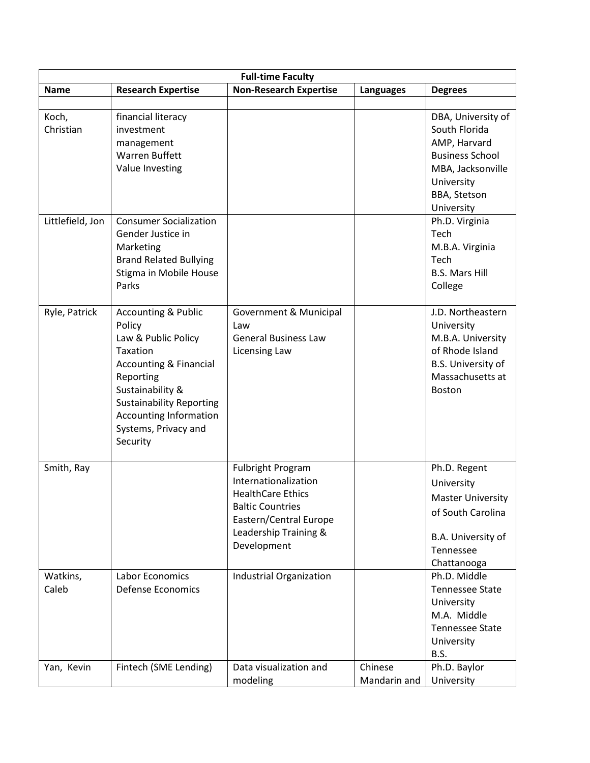| Full-time Faculty | | | | |
|---|---|---|---|---|
| **Name** | **Research Expertise** | **Non-Research Expertise** | **Languages** | **Degrees** |
| | | | | |
| Koch, Christian | financial literacy<br>investment management<br>Warren Buffett<br>Value Investing | | | DBA, University of South Florida<br>AMP, Harvard Business School<br>MBA, Jacksonville University<br>BBA, Stetson University |
| Littlefield, Jon | Consumer Socialization<br>Gender Justice in Marketing<br>Brand Related Bullying<br>Stigma in Mobile House Parks | | | Ph.D. Virginia Tech<br>M.B.A. Virginia Tech<br>B.S. Mars Hill College |
| Ryle, Patrick | Accounting & Public Policy<br>Law & Public Policy<br>Taxation<br>Accounting & Financial Reporting<br>Sustainability & Sustainability Reporting<br>Accounting Information Systems, Privacy and Security | Government & Municipal Law<br>General Business Law<br>Licensing Law | | J.D. Northeastern University<br>M.B.A. University of Rhode Island<br>B.S. University of Massachusetts at Boston |
| Smith, Ray | | Fulbright Program<br>Internationalization<br>HealthCare Ethics<br>Baltic Countries<br>Eastern/Central Europe<br>Leadership Training & Development | | Ph.D. Regent University<br>Master University of South Carolina<br>B.A. University of Tennessee Chattanooga |
| Watkins, Caleb | Labor Economics<br>Defense Economics | Industrial Organization | | Ph.D. Middle Tennessee State University<br>M.A. Middle Tennessee State University<br>B.S. |
| Yan, Kevin | Fintech (SME Lending) | Data visualization and modeling | Chinese Mandarin and | Ph.D. Baylor University |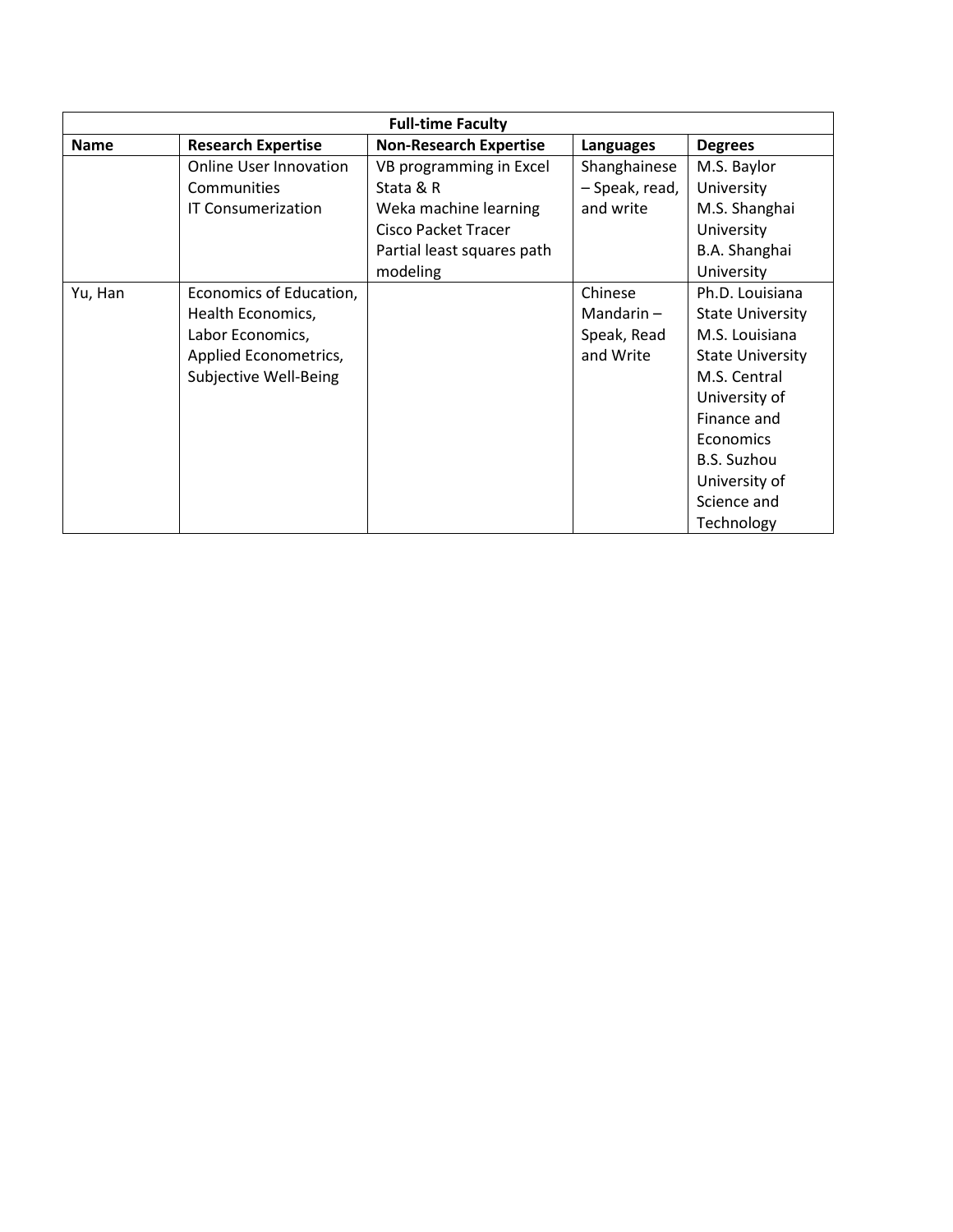| Full-time Faculty | | | | |
|---|---|---|---|---|
| **Name** | **Research Expertise** | **Non-Research Expertise** | **Languages** | **Degrees** |
| | Online User Innovation Communities<br>IT Consumerization | VB programming in Excel<br>Stata & R<br>Weka machine learning<br>Cisco Packet Tracer<br>Partial least squares path modeling | Shanghainese – Speak, read, and write | M.S. Baylor University<br>M.S. Shanghai University<br>B.A. Shanghai University |
| Yu, Han | Economics of Education, Health Economics, Labor Economics, Applied Econometrics, Subjective Well-Being | | Chinese Mandarin – Speak, Read and Write | Ph.D. Louisiana State University<br>M.S. Louisiana State University<br>M.S. Central University of Finance and Economics<br>B.S. Suzhou University of Science and Technology |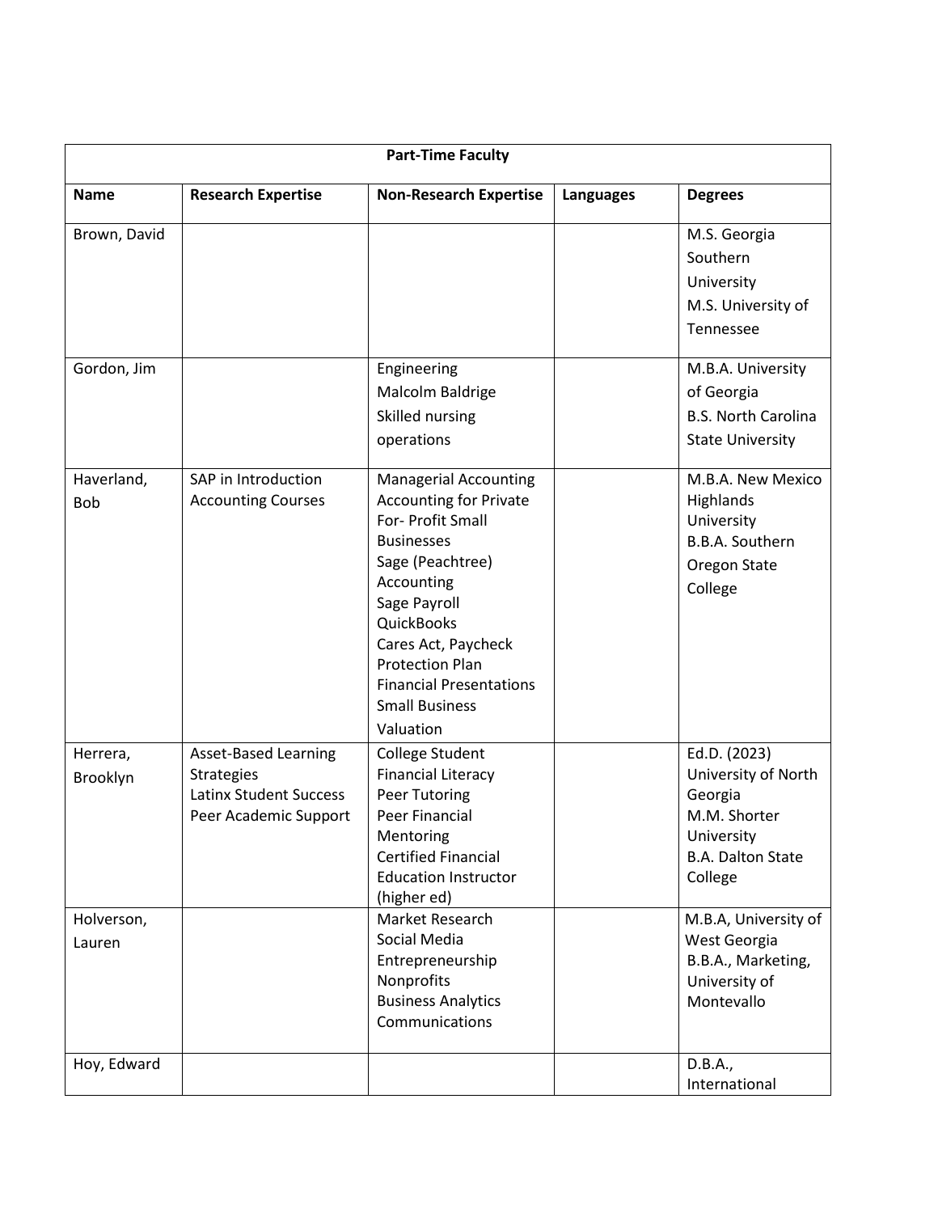| Part-Time Faculty | | | | |
|---|---|---|---|---|
| **Name** | **Research Expertise** | **Non-Research Expertise** | **Languages** | **Degrees** |
| Brown, David | | | | M.S. Georgia Southern University<br>M.S. University of Tennessee |
| Gordon, Jim | | Engineering<br>Malcolm Baldrige<br>Skilled nursing operations | | M.B.A. University of Georgia<br>B.S. North Carolina State University |
| Haverland, Bob | SAP in Introduction Accounting Courses | Managerial Accounting<br>Accounting for Private For- Profit Small Businesses<br>Sage (Peachtree) Accounting<br>Sage Payroll<br>QuickBooks<br>Cares Act, Paycheck Protection Plan<br>Financial Presentations<br>Small Business Valuation | | M.B.A. New Mexico Highlands University<br>B.B.A. Southern Oregon State College |
| Herrera, Brooklyn | Asset-Based Learning Strategies<br>Latinx Student Success<br>Peer Academic Support | College Student Financial Literacy<br>Peer Tutoring<br>Peer Financial Mentoring<br>Certified Financial Education Instructor (higher ed) | | Ed.D. (2023) University of North Georgia<br>M.M. Shorter University<br>B.A. Dalton State College |
| Holverson, Lauren | | Market Research<br>Social Media<br>Entrepreneurship<br>Nonprofits<br>Business Analytics<br>Communications | | M.B.A, University of West Georgia<br>B.B.A., Marketing, University of Montevallo |
| Hoy, Edward | | | | D.B.A., International |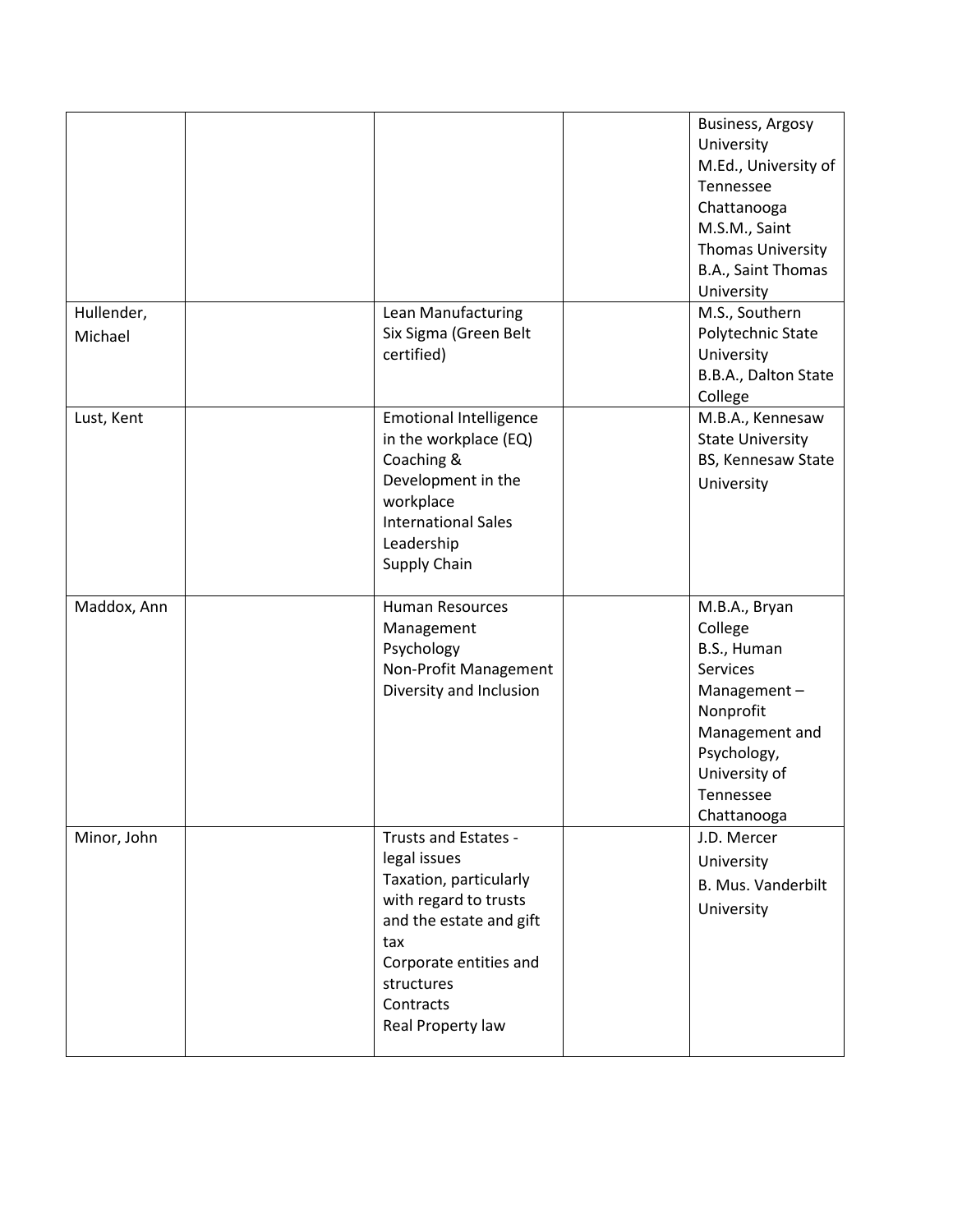| | | | | |
|---|---|---|---|---|
| | | | | Business, Argosy University<br>M.Ed., University of Tennessee Chattanooga<br>M.S.M., Saint Thomas University<br>B.A., Saint Thomas University |
| Hullender, Michael | | Lean Manufacturing<br>Six Sigma (Green Belt certified) | | M.S., Southern Polytechnic State University<br>B.B.A., Dalton State College |
| Lust, Kent | | Emotional Intelligence in the workplace (EQ)<br>Coaching & Development in the workplace<br>International Sales<br>Leadership<br>Supply Chain | | M.B.A., Kennesaw State University<br>BS, Kennesaw State University |
| Maddox, Ann | | Human Resources Management<br>Psychology<br>Non-Profit Management<br>Diversity and Inclusion | | M.B.A., Bryan College<br>B.S., Human Services Management – Nonprofit Management and Psychology, University of Tennessee Chattanooga |
| Minor, John | | Trusts and Estates - legal issues<br>Taxation, particularly with regard to trusts and the estate and gift tax<br>Corporate entities and structures<br>Contracts<br>Real Property law | | J.D. Mercer University<br>B. Mus. Vanderbilt University |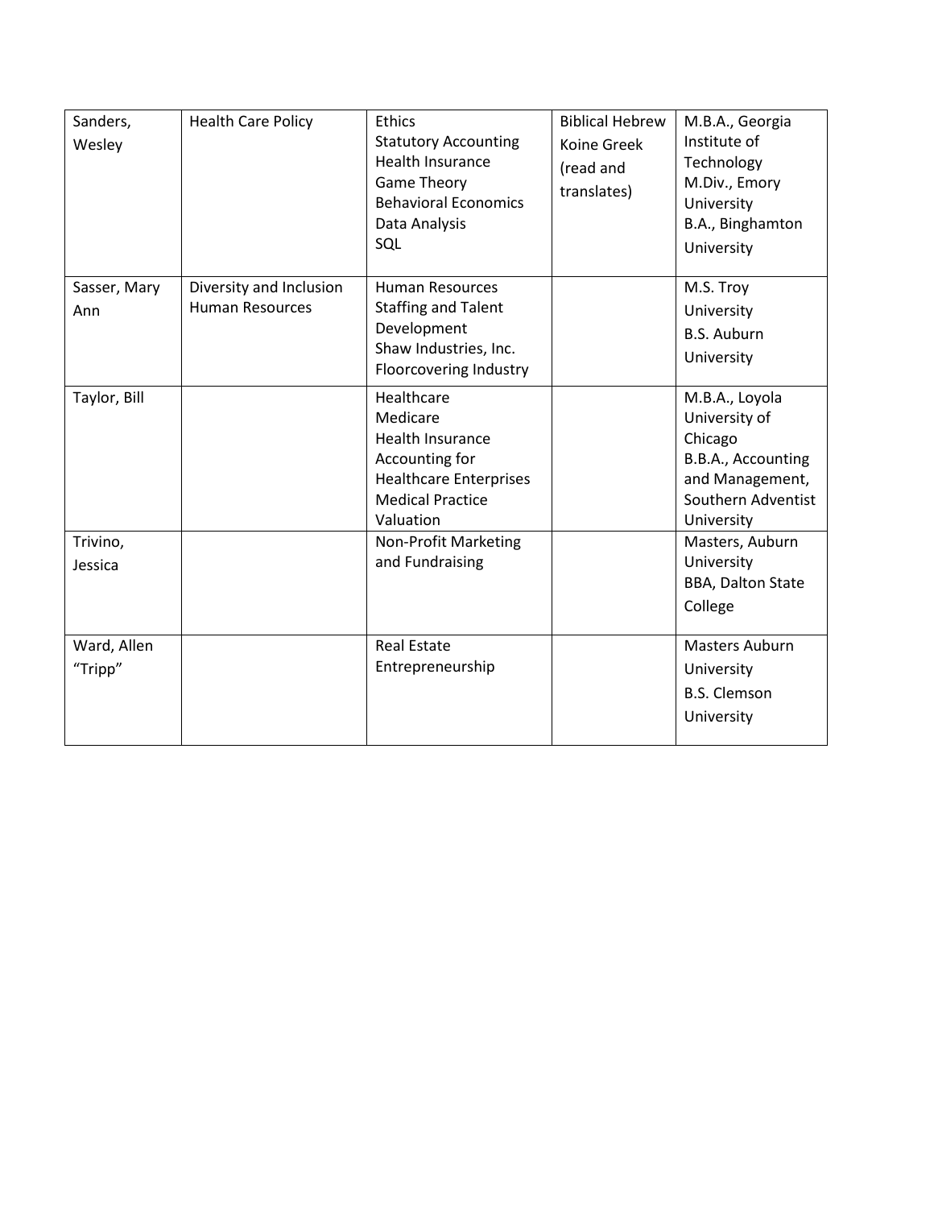| | | | | |
|---|---|---|---|---|
| Sanders, Wesley | Health Care Policy | Ethics<br>Statutory Accounting<br>Health Insurance<br>Game Theory<br>Behavioral Economics<br>Data Analysis<br>SQL | Biblical Hebrew<br>Koine Greek<br>(read and translates) | M.B.A., Georgia Institute of Technology<br>M.Div., Emory University<br>B.A., Binghamton University |
| Sasser, Mary Ann | Diversity and Inclusion<br>Human Resources | Human Resources<br>Staffing and Talent Development<br>Shaw Industries, Inc.<br>Floorcovering Industry | | M.S. Troy University<br>B.S. Auburn University |
| Taylor, Bill | | Healthcare<br>Medicare<br>Health Insurance<br>Accounting for Healthcare Enterprises<br>Medical Practice Valuation | | M.B.A., Loyola University of Chicago<br>B.B.A., Accounting and Management, Southern Adventist University |
| Trivino, Jessica | | Non-Profit Marketing and Fundraising | | Masters, Auburn University<br>BBA, Dalton State College |
| Ward, Allen "Tripp" | | Real Estate<br>Entrepreneurship | | Masters Auburn University<br>B.S. Clemson University |